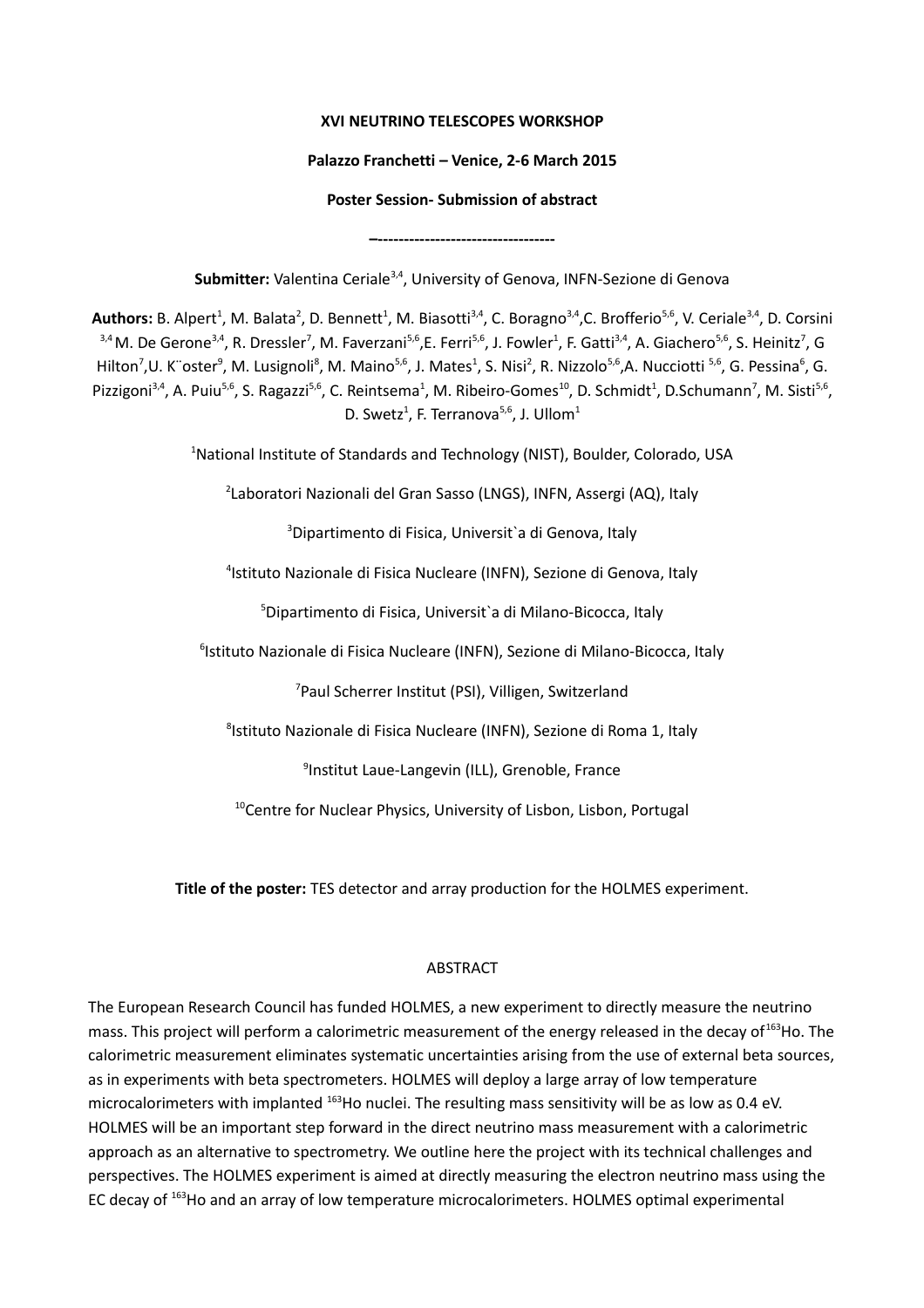**XVI NEUTRINO TELESCOPES WORKSHOP**

**Palazzo Franchetti – Venice, 2-6 March 2015**

**Poster Session- Submission of abstract**

**–---------------------------------**

**Submitter:** Valentina Ceriale[3,4], University of Genova, INFN-Sezione di Genova

**Authors:** B. Alpert[1], M. Balata[2], D. Bennett[1], M. Biasotti[3,4], C. Boragno[3,4],C. Brofferio[5,6], V. Ceriale[3,4], D. Corsini [3,4] M. De Gerone[3,4], R. Dressler[7], M. Faverzani[5,6],E. Ferri[5,6], J. Fowler[1], F. Gatti[3,4], A. Giachero[5,6], S. Heinitz[7], G Hilton[7],U. K¨oster[9], M. Lusignoli[8], M. Maino[5,6], J. Mates[1], S. Nisi[2], R. Nizzolo[5,6],A. Nucciotti [5,6], G. Pessina[6], G. Pizzigoni[3,4], A. Puiu[5,6], S. Ragazzi[5,6], C. Reintsema[1], M. Ribeiro-Gomes[10], D. Schmidt[1], D.Schumann[7], M. Sisti[5,6], D. Swetz[1], F. Terranova[5,6], J. Ullom[1]

[1]National Institute of Standards and Technology (NIST), Boulder, Colorado, USA

[2]Laboratori Nazionali del Gran Sasso (LNGS), INFN, Assergi (AQ), Italy

[3]Dipartimento di Fisica, Universit`a di Genova, Italy

[4]Istituto Nazionale di Fisica Nucleare (INFN), Sezione di Genova, Italy

[5]Dipartimento di Fisica, Universit`a di Milano-Bicocca, Italy

[6]Istituto Nazionale di Fisica Nucleare (INFN), Sezione di Milano-Bicocca, Italy

[7]Paul Scherrer Institut (PSI), Villigen, Switzerland

[8]Istituto Nazionale di Fisica Nucleare (INFN), Sezione di Roma 1, Italy

[9]Institut Laue-Langevin (ILL), Grenoble, France

[10]Centre for Nuclear Physics, University of Lisbon, Lisbon, Portugal

**Title of the poster:** TES detector and array production for the HOLMES experiment.

ABSTRACT

The European Research Council has funded HOLMES, a new experiment to directly measure the neutrino mass. This project will perform a calorimetric measurement of the energy released in the decay of $^{163}$Ho. The calorimetric measurement eliminates systematic uncertainties arising from the use of external beta sources, as in experiments with beta spectrometers. HOLMES will deploy a large array of low temperature microcalorimeters with implanted $^{163}$Ho nuclei. The resulting mass sensitivity will be as low as 0.4 eV. HOLMES will be an important step forward in the direct neutrino mass measurement with a calorimetric approach as an alternative to spectrometry. We outline here the project with its technical challenges and perspectives. The HOLMES experiment is aimed at directly measuring the electron neutrino mass using the EC decay of $^{163}$Ho and an array of low temperature microcalorimeters. HOLMES optimal experimental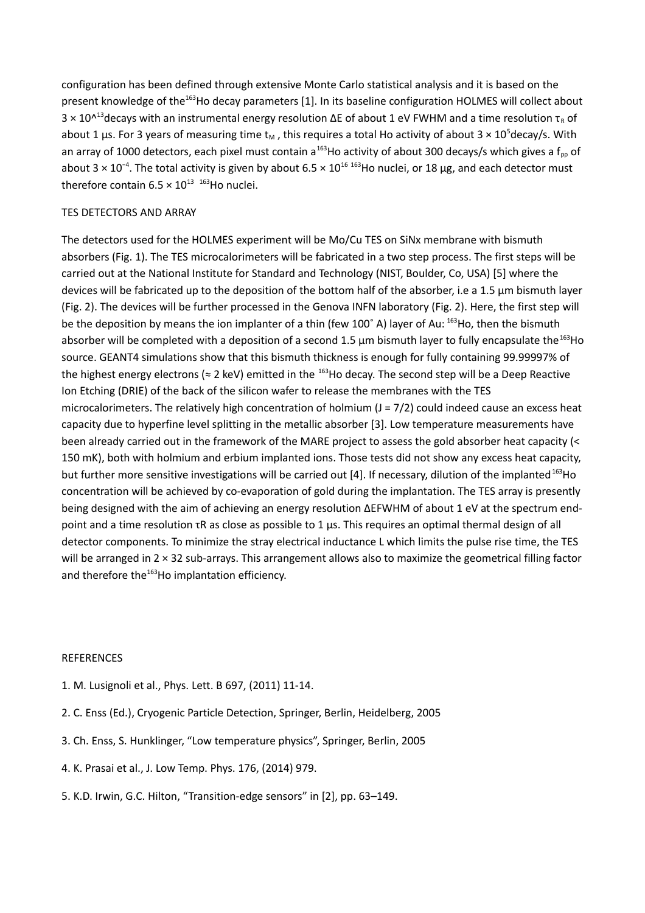configuration has been defined through extensive Monte Carlo statistical analysis and it is based on the present knowledge of the $^{163}$Ho decay parameters [1]. In its baseline configuration HOLMES will collect about $3 \times 10^{13}$ decays with an instrumental energy resolution ΔE of about 1 eV FWHM and a time resolution $\tau_R$ of about 1 μs. For 3 years of measuring time $t_M$ , this requires a total Ho activity of about $3 \times 10^5$ decay/s. With an array of 1000 detectors, each pixel must contain a $^{163}$Ho activity of about 300 decays/s which gives a $f_{pp}$ of about $3 \times 10^{-4}$. The total activity is given by about $6.5 \times 10^{16}$ $^{163}$Ho nuclei, or 18 μg, and each detector must therefore contain $6.5 \times 10^{13}$ $^{163}$Ho nuclei.

## TES DETECTORS AND ARRAY

The detectors used for the HOLMES experiment will be Mo/Cu TES on SiNx membrane with bismuth absorbers (Fig. 1). The TES microcalorimeters will be fabricated in a two step process. The first steps will be carried out at the National Institute for Standard and Technology (NIST, Boulder, Co, USA) [5] where the devices will be fabricated up to the deposition of the bottom half of the absorber, i.e a 1.5 μm bismuth layer (Fig. 2). The devices will be further processed in the Genova INFN laboratory (Fig. 2). Here, the first step will be the deposition by means the ion implanter of a thin (few 100˚ A) layer of Au: $^{163}$Ho, then the bismuth absorber will be completed with a deposition of a second 1.5 μm bismuth layer to fully encapsulate the $^{163}$Ho source. GEANT4 simulations show that this bismuth thickness is enough for fully containing 99.99997% of the highest energy electrons (≈ 2 keV) emitted in the $^{163}$Ho decay. The second step will be a Deep Reactive Ion Etching (DRIE) of the back of the silicon wafer to release the membranes with the TES microcalorimeters. The relatively high concentration of holmium (J = 7/2) could indeed cause an excess heat capacity due to hyperfine level splitting in the metallic absorber [3]. Low temperature measurements have been already carried out in the framework of the MARE project to assess the gold absorber heat capacity (< 150 mK), both with holmium and erbium implanted ions. Those tests did not show any excess heat capacity, but further more sensitive investigations will be carried out [4]. If necessary, dilution of the implanted $^{163}$Ho concentration will be achieved by co-evaporation of gold during the implantation. The TES array is presently being designed with the aim of achieving an energy resolution $\Delta E_{FWHM}$ of about 1 eV at the spectrum end-point and a time resolution $\tau_R$ as close as possible to 1 μs. This requires an optimal thermal design of all detector components. To minimize the stray electrical inductance L which limits the pulse rise time, the TES will be arranged in 2 × 32 sub-arrays. This arrangement allows also to maximize the geometrical filling factor and therefore the $^{163}$Ho implantation efficiency.

## REFERENCES

1. M. Lusignoli et al., Phys. Lett. B 697, (2011) 11-14.
2. C. Enss (Ed.), Cryogenic Particle Detection, Springer, Berlin, Heidelberg, 2005
3. Ch. Enss, S. Hunklinger, "Low temperature physics", Springer, Berlin, 2005
4. K. Prasai et al., J. Low Temp. Phys. 176, (2014) 979.
5. K.D. Irwin, G.C. Hilton, "Transition-edge sensors" in [2], pp. 63–149.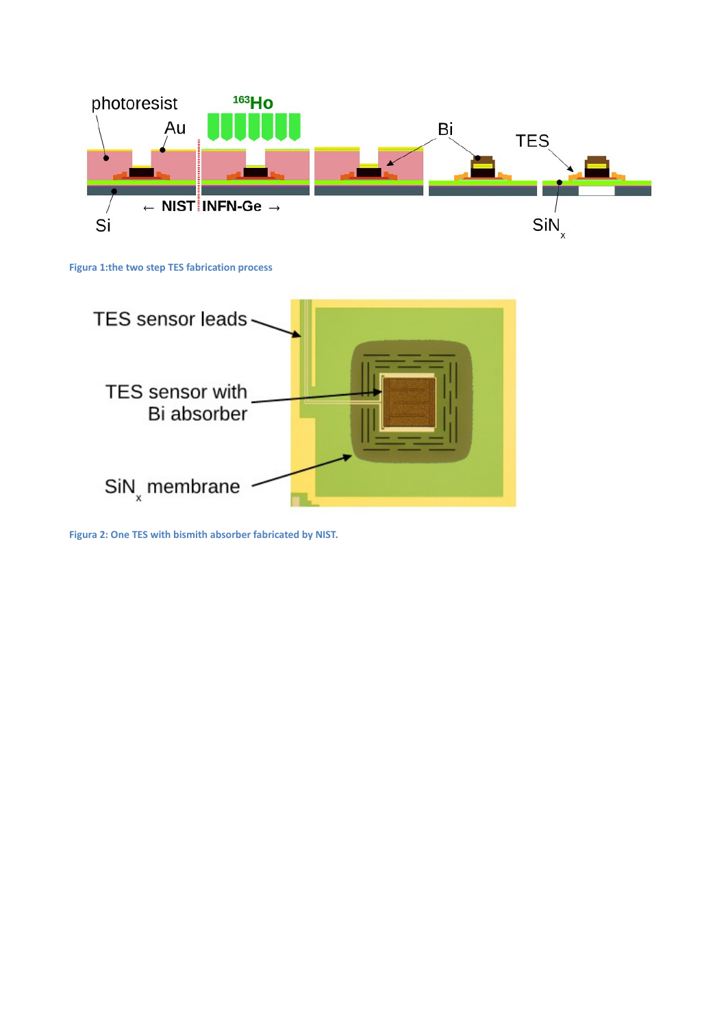photoresist

$^{163}$Ho

Au

Bi

TES

← NIST INFN-Ge →

Si

$SiN_x$

Figura 1:the two step TES fabrication process

TES sensor leads

TES sensor with Bi absorber

$SiN_x$ membrane

Figura 2: One TES with bismith absorber fabricated by NIST.